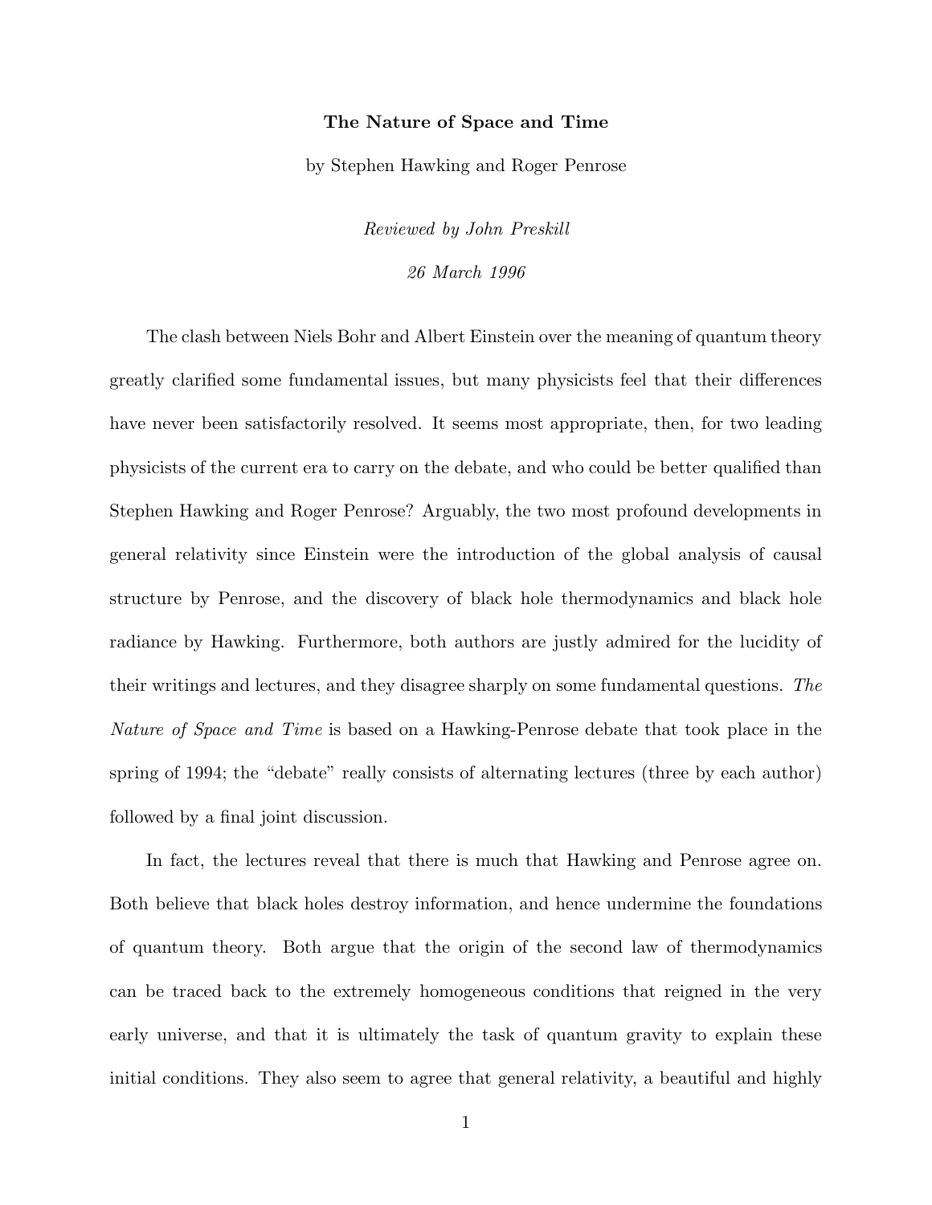**The Nature of Space and Time**

by Stephen Hawking and Roger Penrose

*Reviewed by John Preskill*

*26 March 1996*

The clash between Niels Bohr and Albert Einstein over the meaning of quantum theory greatly clarified some fundamental issues, but many physicists feel that their differences have never been satisfactorily resolved. It seems most appropriate, then, for two leading physicists of the current era to carry on the debate, and who could be better qualified than Stephen Hawking and Roger Penrose? Arguably, the two most profound developments in general relativity since Einstein were the introduction of the global analysis of causal structure by Penrose, and the discovery of black hole thermodynamics and black hole radiance by Hawking. Furthermore, both authors are justly admired for the lucidity of their writings and lectures, and they disagree sharply on some fundamental questions. *The Nature of Space and Time* is based on a Hawking-Penrose debate that took place in the spring of 1994; the "debate" really consists of alternating lectures (three by each author) followed by a final joint discussion.

In fact, the lectures reveal that there is much that Hawking and Penrose agree on. Both believe that black holes destroy information, and hence undermine the foundations of quantum theory. Both argue that the origin of the second law of thermodynamics can be traced back to the extremely homogeneous conditions that reigned in the very early universe, and that it is ultimately the task of quantum gravity to explain these initial conditions. They also seem to agree that general relativity, a beautiful and highly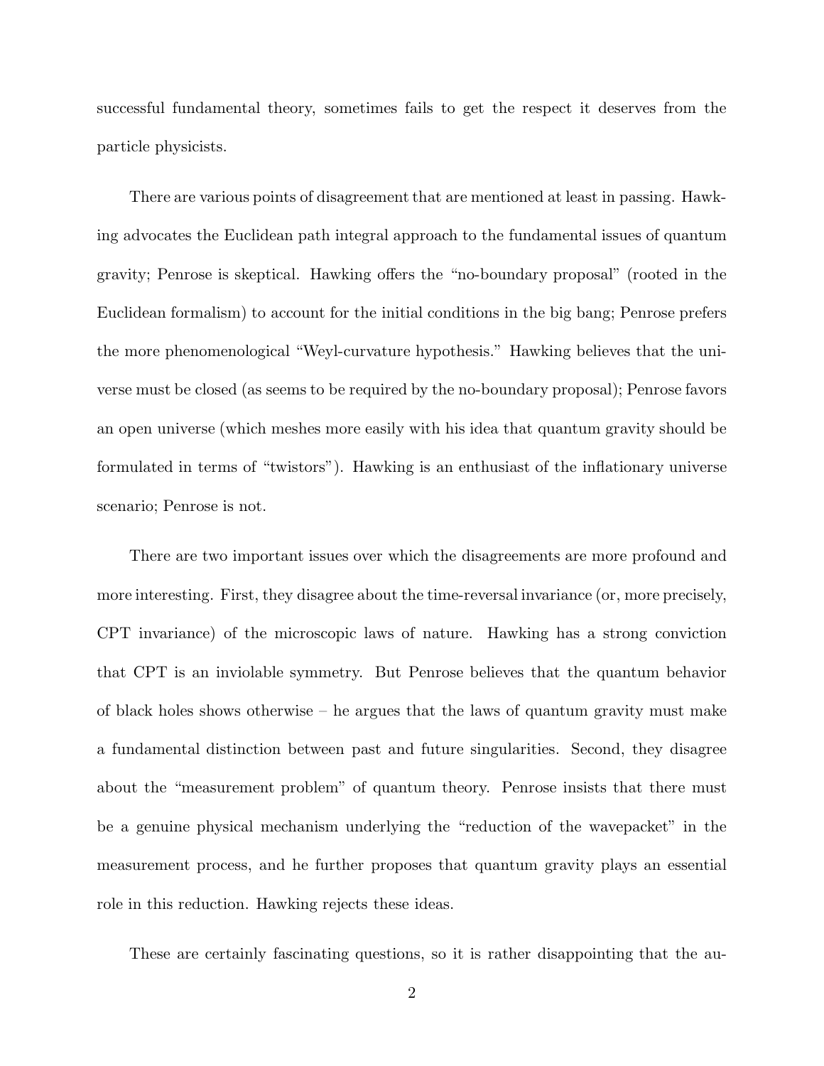successful fundamental theory, sometimes fails to get the respect it deserves from the particle physicists.

There are various points of disagreement that are mentioned at least in passing. Hawking advocates the Euclidean path integral approach to the fundamental issues of quantum gravity; Penrose is skeptical. Hawking offers the "no-boundary proposal" (rooted in the Euclidean formalism) to account for the initial conditions in the big bang; Penrose prefers the more phenomenological "Weyl-curvature hypothesis." Hawking believes that the universe must be closed (as seems to be required by the no-boundary proposal); Penrose favors an open universe (which meshes more easily with his idea that quantum gravity should be formulated in terms of "twistors"). Hawking is an enthusiast of the inflationary universe scenario; Penrose is not.

There are two important issues over which the disagreements are more profound and more interesting. First, they disagree about the time-reversal invariance (or, more precisely, CPT invariance) of the microscopic laws of nature. Hawking has a strong conviction that CPT is an inviolable symmetry. But Penrose believes that the quantum behavior of black holes shows otherwise – he argues that the laws of quantum gravity must make a fundamental distinction between past and future singularities. Second, they disagree about the "measurement problem" of quantum theory. Penrose insists that there must be a genuine physical mechanism underlying the "reduction of the wavepacket" in the measurement process, and he further proposes that quantum gravity plays an essential role in this reduction. Hawking rejects these ideas.

These are certainly fascinating questions, so it is rather disappointing that the au-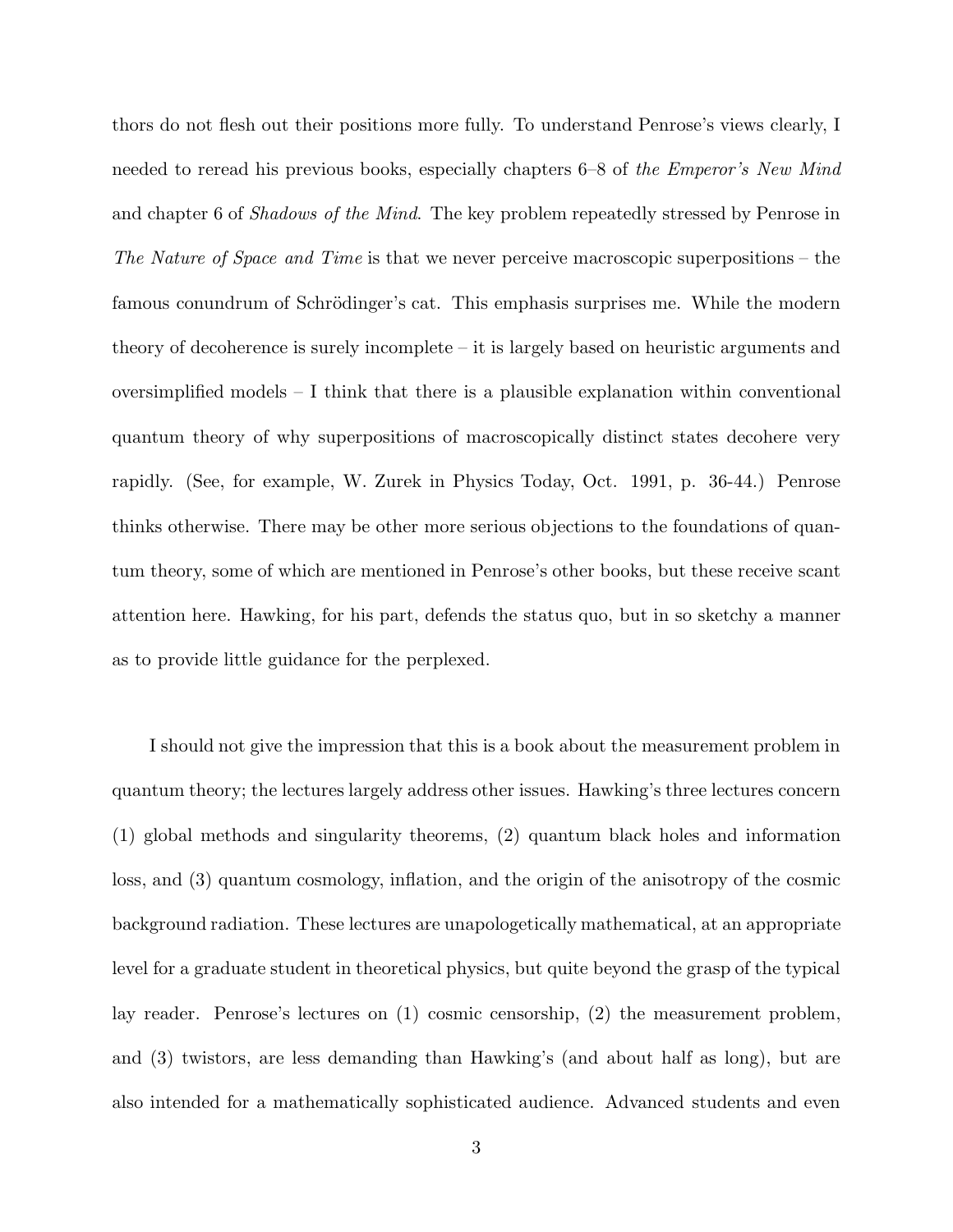thors do not flesh out their positions more fully. To understand Penrose's views clearly, I needed to reread his previous books, especially chapters 6–8 of *the Emperor's New Mind* and chapter 6 of *Shadows of the Mind*. The key problem repeatedly stressed by Penrose in *The Nature of Space and Time* is that we never perceive macroscopic superpositions – the famous conundrum of Schrödinger's cat. This emphasis surprises me. While the modern theory of decoherence is surely incomplete – it is largely based on heuristic arguments and oversimplified models – I think that there is a plausible explanation within conventional quantum theory of why superpositions of macroscopically distinct states decohere very rapidly. (See, for example, W. Zurek in Physics Today, Oct. 1991, p. 36-44.) Penrose thinks otherwise. There may be other more serious objections to the foundations of quantum theory, some of which are mentioned in Penrose's other books, but these receive scant attention here. Hawking, for his part, defends the status quo, but in so sketchy a manner as to provide little guidance for the perplexed.

I should not give the impression that this is a book about the measurement problem in quantum theory; the lectures largely address other issues. Hawking's three lectures concern (1) global methods and singularity theorems, (2) quantum black holes and information loss, and (3) quantum cosmology, inflation, and the origin of the anisotropy of the cosmic background radiation. These lectures are unapologetically mathematical, at an appropriate level for a graduate student in theoretical physics, but quite beyond the grasp of the typical lay reader. Penrose's lectures on (1) cosmic censorship, (2) the measurement problem, and (3) twistors, are less demanding than Hawking's (and about half as long), but are also intended for a mathematically sophisticated audience. Advanced students and even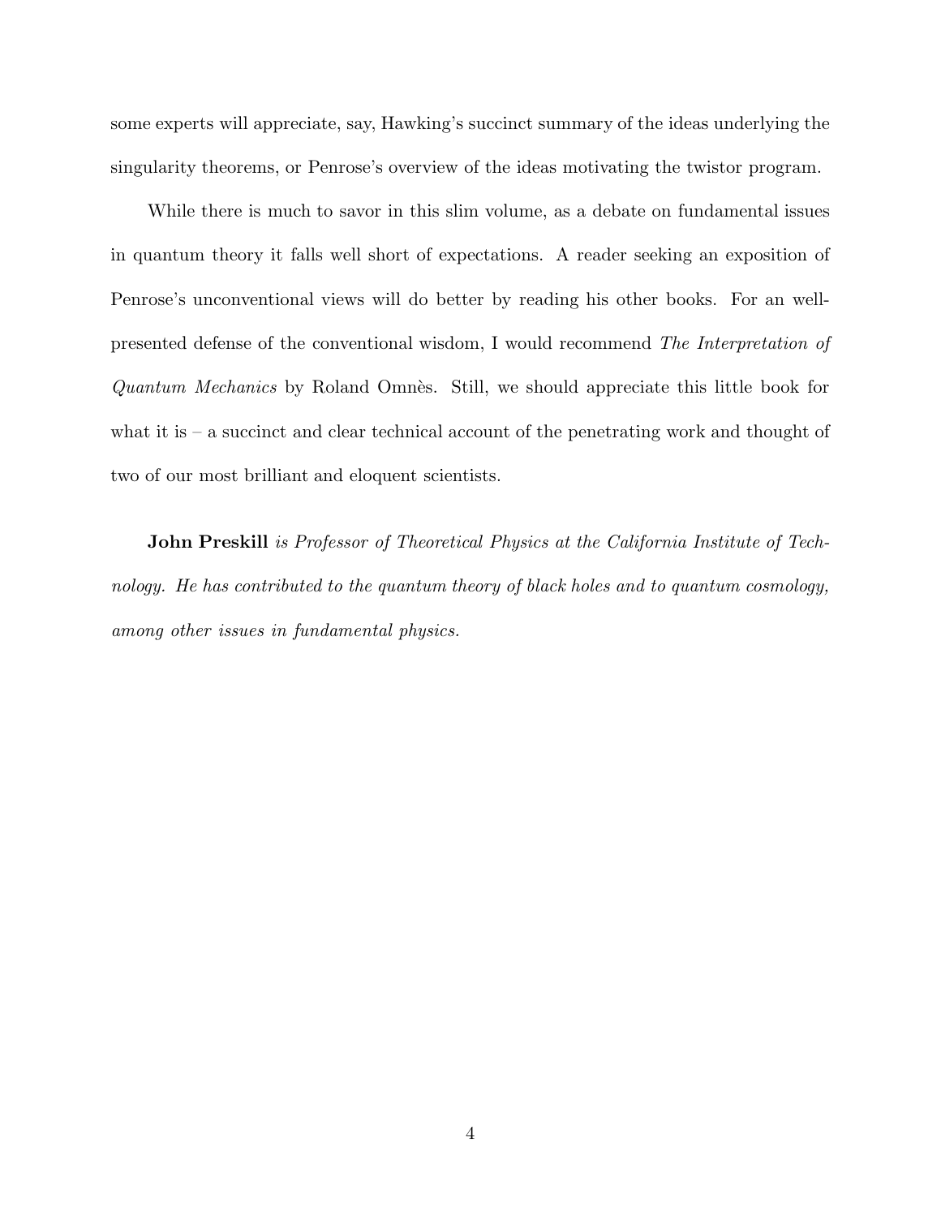some experts will appreciate, say, Hawking's succinct summary of the ideas underlying the singularity theorems, or Penrose's overview of the ideas motivating the twistor program.

While there is much to savor in this slim volume, as a debate on fundamental issues in quantum theory it falls well short of expectations. A reader seeking an exposition of Penrose's unconventional views will do better by reading his other books. For an well-presented defense of the conventional wisdom, I would recommend *The Interpretation of Quantum Mechanics* by Roland Omnès. Still, we should appreciate this little book for what it is – a succinct and clear technical account of the penetrating work and thought of two of our most brilliant and eloquent scientists.

**John Preskill** *is Professor of Theoretical Physics at the California Institute of Technology. He has contributed to the quantum theory of black holes and to quantum cosmology, among other issues in fundamental physics.*